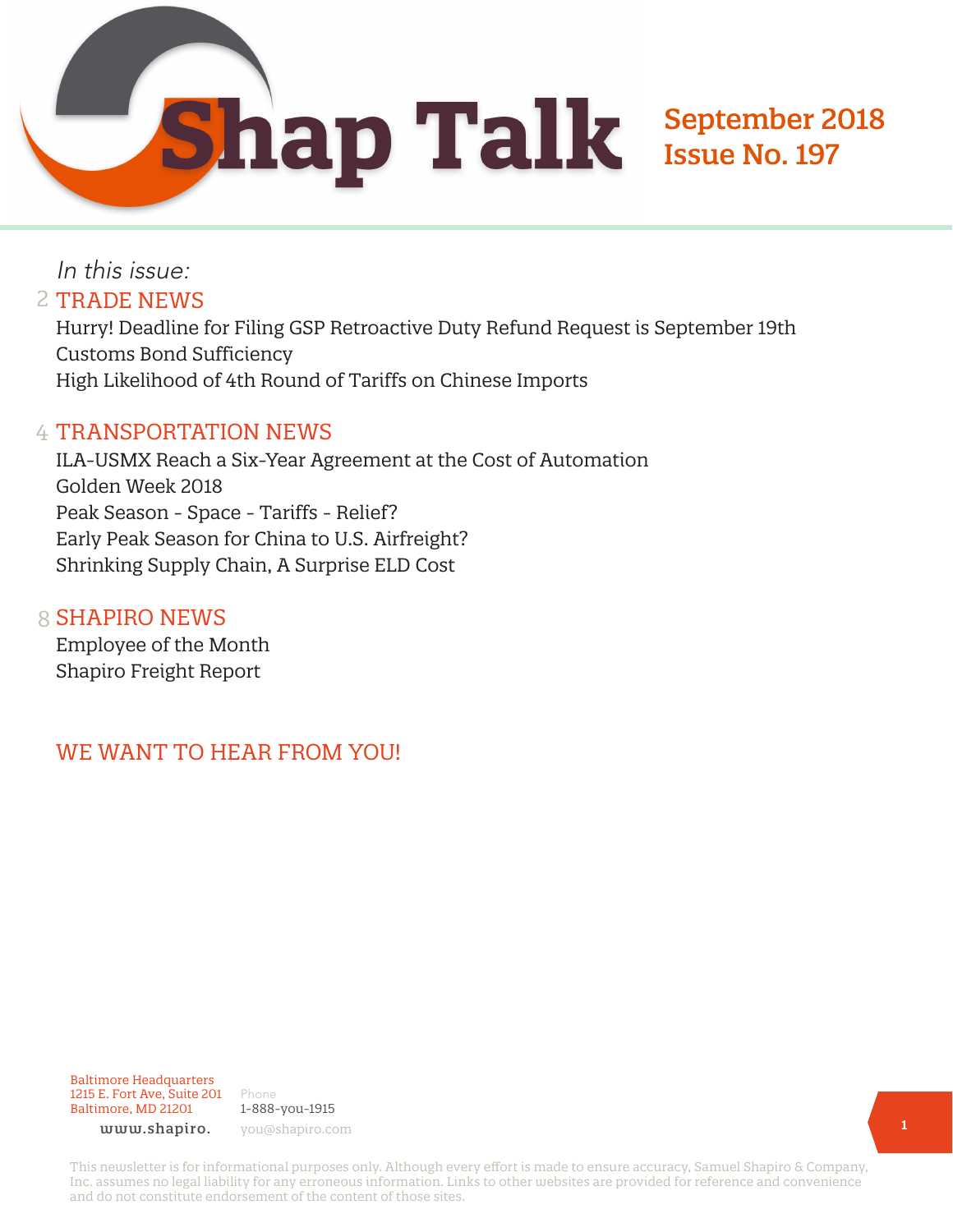# Shap Talk

**September 2018**
**Issue No. 197**

*In this issue:*

2 TRADE NEWS

Hurry! Deadline for Filing GSP Retroactive Duty Refund Request is September 19th
Customs Bond Sufficiency
High Likelihood of 4th Round of Tariffs on Chinese Imports

4 TRANSPORTATION NEWS

ILA-USMX Reach a Six-Year Agreement at the Cost of Automation
Golden Week 2018
Peak Season - Space - Tariffs - Relief?
Early Peak Season for China to U.S. Airfreight?
Shrinking Supply Chain, A Surprise ELD Cost

8 SHAPIRO NEWS

Employee of the Month
Shapiro Freight Report

## WE WANT TO HEAR FROM YOU!

Baltimore Headquarters
1215 E. Fort Ave, Suite 201
Baltimore, MD 21201

Phone
1-888-you-1915

www.shapiro.

you@shapiro.com

This newsletter is for informational purposes only. Although every effort is made to ensure accuracy, Samuel Shapiro & Company, Inc. assumes no legal liability for any erroneous information. Links to other websites are provided for reference and convenience and do not constitute endorsement of the content of those sites.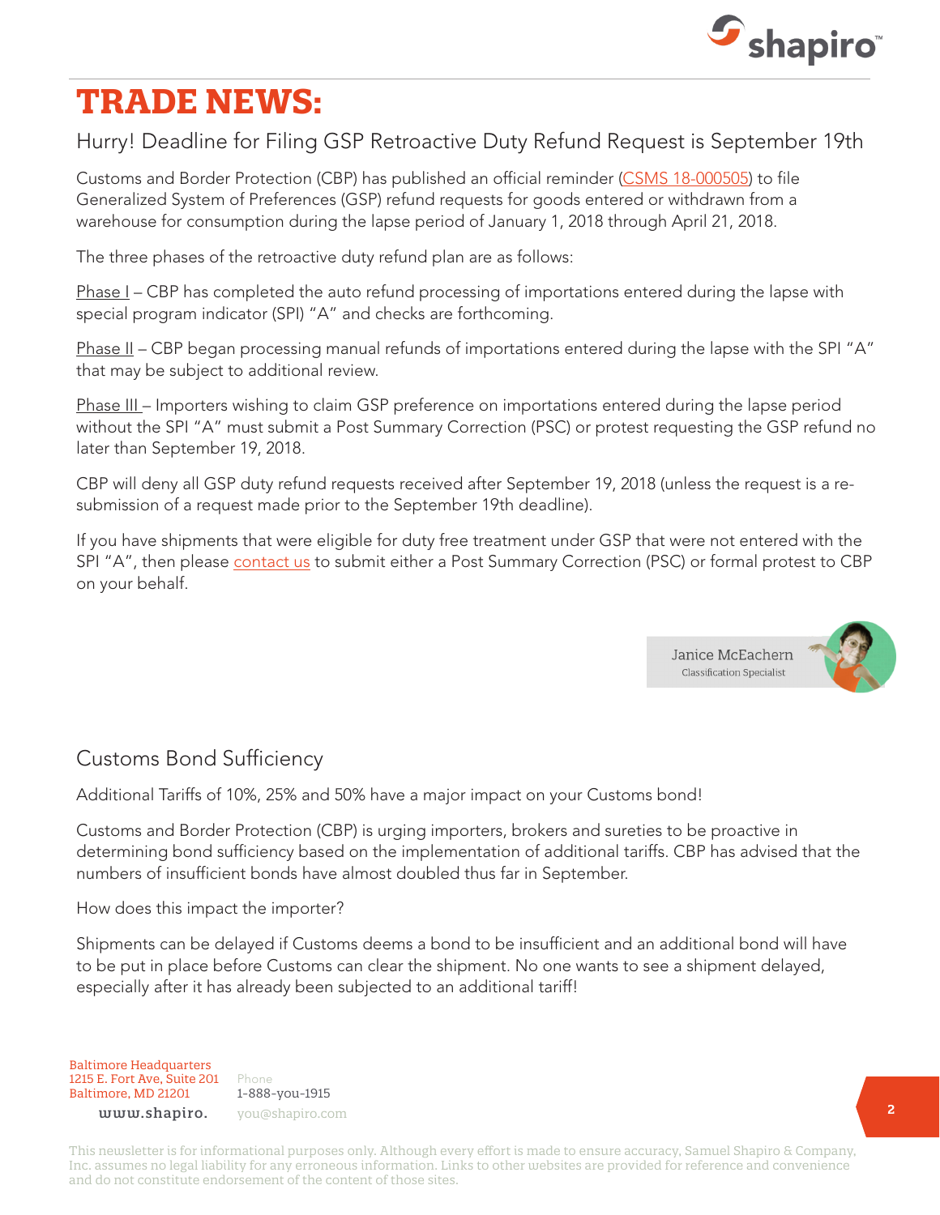# TRADE NEWS:

## Hurry! Deadline for Filing GSP Retroactive Duty Refund Request is September 19th

Customs and Border Protection (CBP) has published an official reminder (CSMS 18-000505) to file Generalized System of Preferences (GSP) refund requests for goods entered or withdrawn from a warehouse for consumption during the lapse period of January 1, 2018 through April 21, 2018.

The three phases of the retroactive duty refund plan are as follows:

Phase I – CBP has completed the auto refund processing of importations entered during the lapse with special program indicator (SPI) "A" and checks are forthcoming.

Phase II – CBP began processing manual refunds of importations entered during the lapse with the SPI "A" that may be subject to additional review.

Phase III – Importers wishing to claim GSP preference on importations entered during the lapse period without the SPI "A" must submit a Post Summary Correction (PSC) or protest requesting the GSP refund no later than September 19, 2018.

CBP will deny all GSP duty refund requests received after September 19, 2018 (unless the request is a re-submission of a request made prior to the September 19th deadline).

If you have shipments that were eligible for duty free treatment under GSP that were not entered with the SPI "A", then please contact us to submit either a Post Summary Correction (PSC) or formal protest to CBP on your behalf.

Janice McEachern
Classification Specialist

## Customs Bond Sufficiency

Additional Tariffs of 10%, 25% and 50% have a major impact on your Customs bond!

Customs and Border Protection (CBP) is urging importers, brokers and sureties to be proactive in determining bond sufficiency based on the implementation of additional tariffs. CBP has advised that the numbers of insufficient bonds have almost doubled thus far in September.

How does this impact the importer?

Shipments can be delayed if Customs deems a bond to be insufficient and an additional bond will have to be put in place before Customs can clear the shipment. No one wants to see a shipment delayed, especially after it has already been subjected to an additional tariff!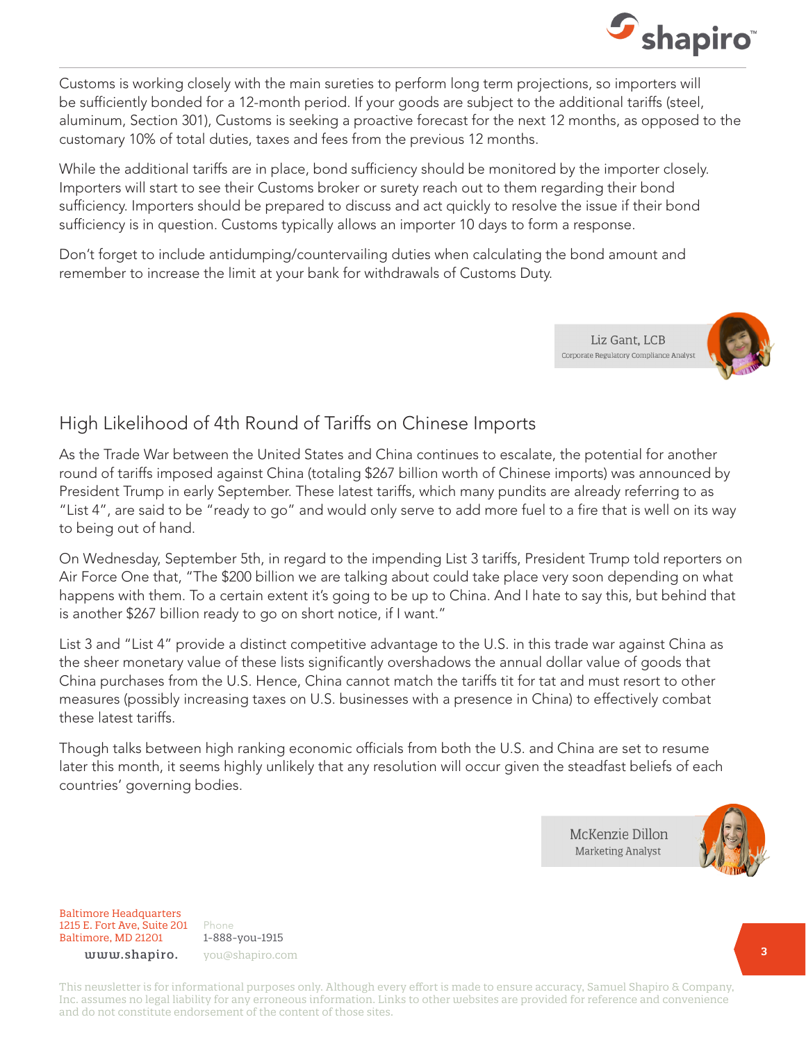Customs is working closely with the main sureties to perform long term projections, so importers will be sufficiently bonded for a 12-month period. If your goods are subject to the additional tariffs (steel, aluminum, Section 301), Customs is seeking a proactive forecast for the next 12 months, as opposed to the customary 10% of total duties, taxes and fees from the previous 12 months.

While the additional tariffs are in place, bond sufficiency should be monitored by the importer closely. Importers will start to see their Customs broker or surety reach out to them regarding their bond sufficiency. Importers should be prepared to discuss and act quickly to resolve the issue if their bond sufficiency is in question. Customs typically allows an importer 10 days to form a response.

Don't forget to include antidumping/countervailing duties when calculating the bond amount and remember to increase the limit at your bank for withdrawals of Customs Duty.

Liz Gant, LCB
Corporate Regulatory Compliance Analyst

## High Likelihood of 4th Round of Tariffs on Chinese Imports

As the Trade War between the United States and China continues to escalate, the potential for another round of tariffs imposed against China (totaling $267 billion worth of Chinese imports) was announced by President Trump in early September. These latest tariffs, which many pundits are already referring to as "List 4", are said to be "ready to go" and would only serve to add more fuel to a fire that is well on its way to being out of hand.

On Wednesday, September 5th, in regard to the impending List 3 tariffs, President Trump told reporters on Air Force One that, "The $200 billion we are talking about could take place very soon depending on what happens with them. To a certain extent it's going to be up to China. And I hate to say this, but behind that is another $267 billion ready to go on short notice, if I want."

List 3 and "List 4" provide a distinct competitive advantage to the U.S. in this trade war against China as the sheer monetary value of these lists significantly overshadows the annual dollar value of goods that China purchases from the U.S. Hence, China cannot match the tariffs tit for tat and must resort to other measures (possibly increasing taxes on U.S. businesses with a presence in China) to effectively combat these latest tariffs.

Though talks between high ranking economic officials from both the U.S. and China are set to resume later this month, it seems highly unlikely that any resolution will occur given the steadfast beliefs of each countries' governing bodies.

McKenzie Dillon
Marketing Analyst

Baltimore Headquarters
1215 E. Fort Ave, Suite 201
Baltimore, MD 21201

Phone
1-888-you-1915

www.shapiro.
you@shapiro.com

This newsletter is for informational purposes only. Although every effort is made to ensure accuracy, Samuel Shapiro & Company, Inc. assumes no legal liability for any erroneous information. Links to other websites are provided for reference and convenience and do not constitute endorsement of the content of those sites.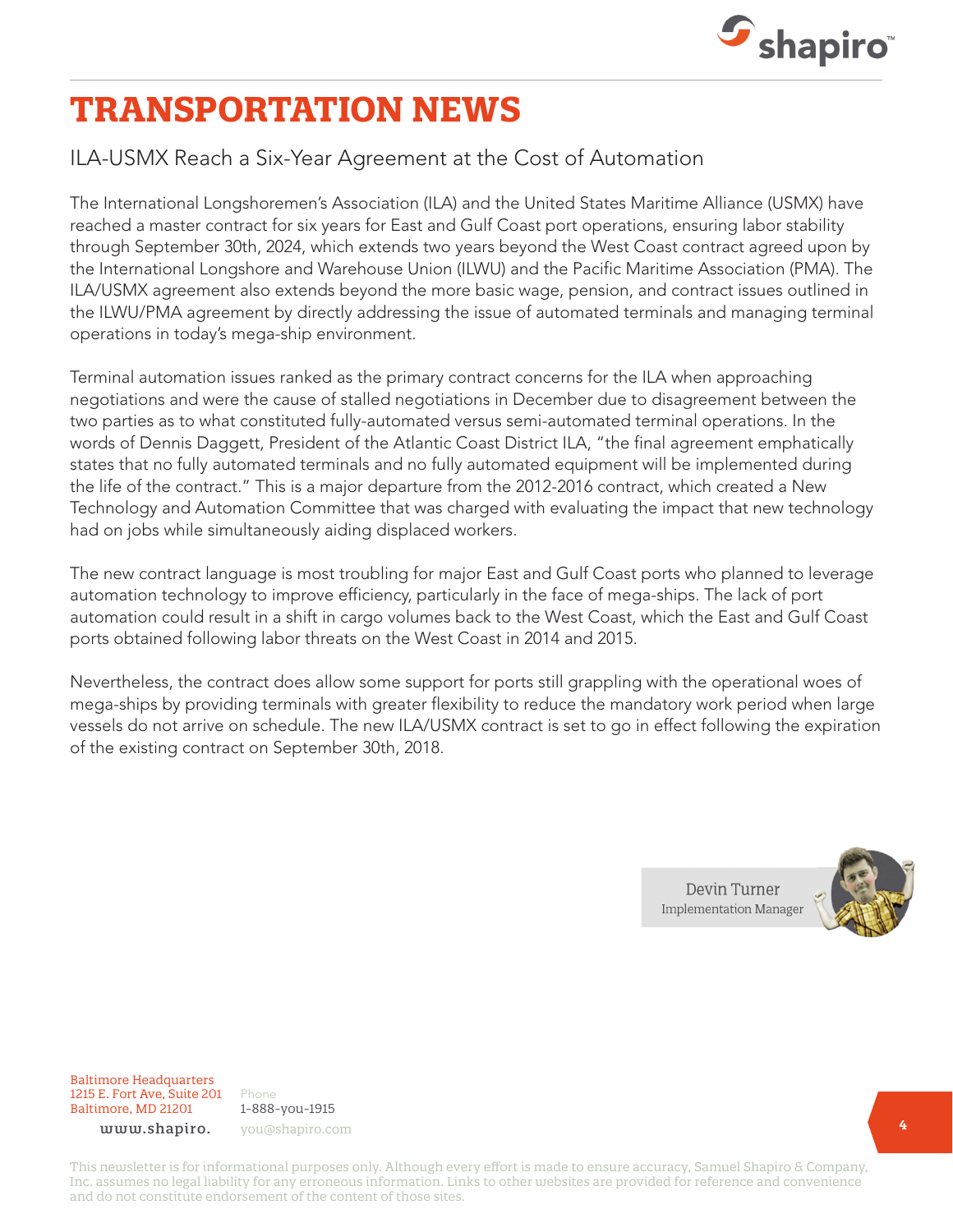# TRANSPORTATION NEWS

## ILA-USMX Reach a Six-Year Agreement at the Cost of Automation

The International Longshoremen's Association (ILA) and the United States Maritime Alliance (USMX) have reached a master contract for six years for East and Gulf Coast port operations, ensuring labor stability through September 30th, 2024, which extends two years beyond the West Coast contract agreed upon by the International Longshore and Warehouse Union (ILWU) and the Pacific Maritime Association (PMA). The ILA/USMX agreement also extends beyond the more basic wage, pension, and contract issues outlined in the ILWU/PMA agreement by directly addressing the issue of automated terminals and managing terminal operations in today's mega-ship environment.

Terminal automation issues ranked as the primary contract concerns for the ILA when approaching negotiations and were the cause of stalled negotiations in December due to disagreement between the two parties as to what constituted fully-automated versus semi-automated terminal operations. In the words of Dennis Daggett, President of the Atlantic Coast District ILA, "the final agreement emphatically states that no fully automated terminals and no fully automated equipment will be implemented during the life of the contract." This is a major departure from the 2012-2016 contract, which created a New Technology and Automation Committee that was charged with evaluating the impact that new technology had on jobs while simultaneously aiding displaced workers.

The new contract language is most troubling for major East and Gulf Coast ports who planned to leverage automation technology to improve efficiency, particularly in the face of mega-ships. The lack of port automation could result in a shift in cargo volumes back to the West Coast, which the East and Gulf Coast ports obtained following labor threats on the West Coast in 2014 and 2015.

Nevertheless, the contract does allow some support for ports still grappling with the operational woes of mega-ships by providing terminals with greater flexibility to reduce the mandatory work period when large vessels do not arrive on schedule. The new ILA/USMX contract is set to go in effect following the expiration of the existing contract on September 30th, 2018.

Devin Turner
Implementation Manager

Baltimore Headquarters
1215 E. Fort Ave, Suite 201
Baltimore, MD 21201
www.shapiro.

Phone
1-888-you-1915
you@shapiro.com

This newsletter is for informational purposes only. Although every effort is made to ensure accuracy, Samuel Shapiro & Company, Inc. assumes no legal liability for any erroneous information. Links to other websites are provided for reference and convenience and do not constitute endorsement of the content of those sites.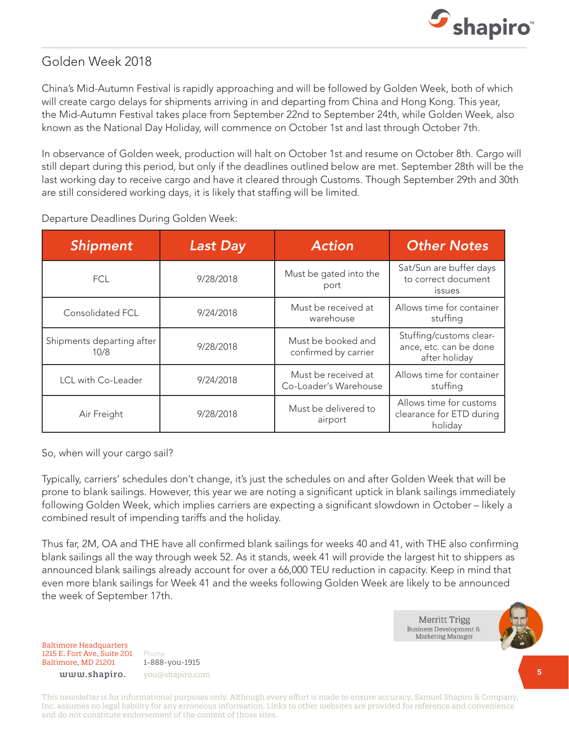# Golden Week 2018

China's Mid-Autumn Festival is rapidly approaching and will be followed by Golden Week, both of which will create cargo delays for shipments arriving in and departing from China and Hong Kong. This year, the Mid-Autumn Festival takes place from September 22nd to September 24th, while Golden Week, also known as the National Day Holiday, will commence on October 1st and last through October 7th.

In observance of Golden week, production will halt on October 1st and resume on October 8th. Cargo will still depart during this period, but only if the deadlines outlined below are met. September 28th will be the last working day to receive cargo and have it cleared through Customs. Though September 29th and 30th are still considered working days, it is likely that staffing will be limited.

Departure Deadlines During Golden Week:

| Shipment | Last Day | Action | Other Notes |
|---|---|---|---|
| FCL | 9/28/2018 | Must be gated into the port | Sat/Sun are buffer days to correct document issues |
| Consolidated FCL | 9/24/2018 | Must be received at warehouse | Allows time for container stuffing |
| Shipments departing after 10/8 | 9/28/2018 | Must be booked and confirmed by carrier | Stuffing/customs clearance, etc. can be done after holiday |
| LCL with Co-Leader | 9/24/2018 | Must be received at Co-Loader's Warehouse | Allows time for container stuffing |
| Air Freight | 9/28/2018 | Must be delivered to airport | Allows time for customs clearance for ETD during holiday |

So, when will your cargo sail?

Typically, carriers' schedules don't change, it's just the schedules on and after Golden Week that will be prone to blank sailings. However, this year we are noting a significant uptick in blank sailings immediately following Golden Week, which implies carriers are expecting a significant slowdown in October – likely a combined result of impending tariffs and the holiday.

Thus far, 2M, OA and THE have all confirmed blank sailings for weeks 40 and 41, with THE also confirming blank sailings all the way through week 52. As it stands, week 41 will provide the largest hit to shippers as announced blank sailings already account for over a 66,000 TEU reduction in capacity. Keep in mind that even more blank sailings for Week 41 and the weeks following Golden Week are likely to be announced the week of September 17th.

Merritt Trigg
Business Development & Marketing Manager

Baltimore Headquarters
1215 E. Fort Ave, Suite 201
Baltimore, MD 21201

www.shapiro.

Phone
1-888-you-1915
you@shapiro.com

This newsletter is for informational purposes only. Although every effort is made to ensure accuracy, Samuel Shapiro & Company, Inc. assumes no legal liability for any erroneous information. Links to other websites are provided for reference and convenience and do not constitute endorsement of the content of those sites.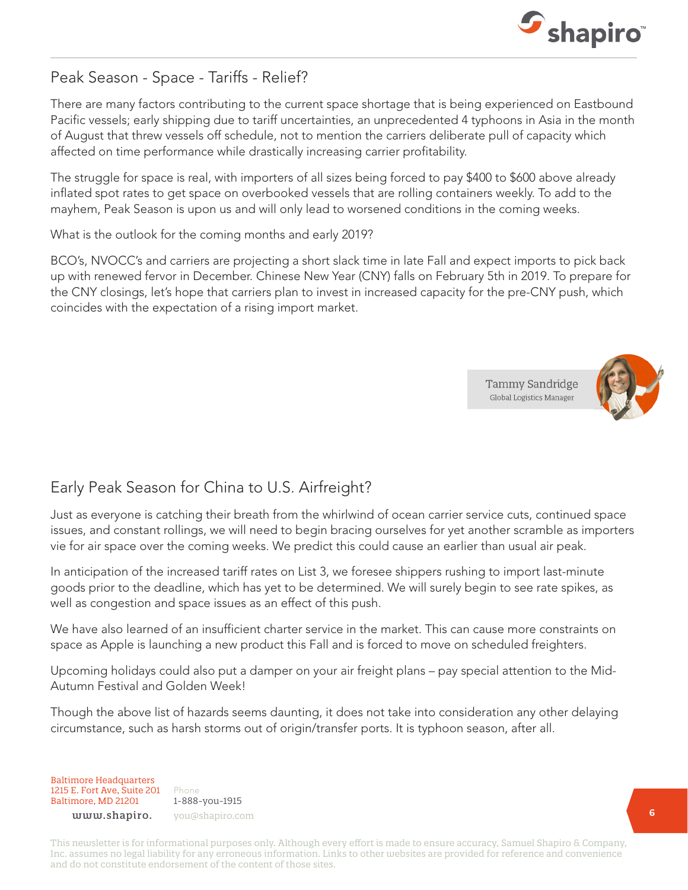## Peak Season - Space - Tariffs - Relief?

There are many factors contributing to the current space shortage that is being experienced on Eastbound Pacific vessels; early shipping due to tariff uncertainties, an unprecedented 4 typhoons in Asia in the month of August that threw vessels off schedule, not to mention the carriers deliberate pull of capacity which affected on time performance while drastically increasing carrier profitability.

The struggle for space is real, with importers of all sizes being forced to pay $400 to $600 above already inflated spot rates to get space on overbooked vessels that are rolling containers weekly. To add to the mayhem, Peak Season is upon us and will only lead to worsened conditions in the coming weeks.

What is the outlook for the coming months and early 2019?

BCO's, NVOCC's and carriers are projecting a short slack time in late Fall and expect imports to pick back up with renewed fervor in December. Chinese New Year (CNY) falls on February 5th in 2019. To prepare for the CNY closings, let's hope that carriers plan to invest in increased capacity for the pre-CNY push, which coincides with the expectation of a rising import market.

Tammy Sandridge
Global Logistics Manager

## Early Peak Season for China to U.S. Airfreight?

Just as everyone is catching their breath from the whirlwind of ocean carrier service cuts, continued space issues, and constant rollings, we will need to begin bracing ourselves for yet another scramble as importers vie for air space over the coming weeks. We predict this could cause an earlier than usual air peak.

In anticipation of the increased tariff rates on List 3, we foresee shippers rushing to import last-minute goods prior to the deadline, which has yet to be determined. We will surely begin to see rate spikes, as well as congestion and space issues as an effect of this push.

We have also learned of an insufficient charter service in the market. This can cause more constraints on space as Apple is launching a new product this Fall and is forced to move on scheduled freighters.

Upcoming holidays could also put a damper on your air freight plans – pay special attention to the Mid-Autumn Festival and Golden Week!

Though the above list of hazards seems daunting, it does not take into consideration any other delaying circumstance, such as harsh storms out of origin/transfer ports. It is typhoon season, after all.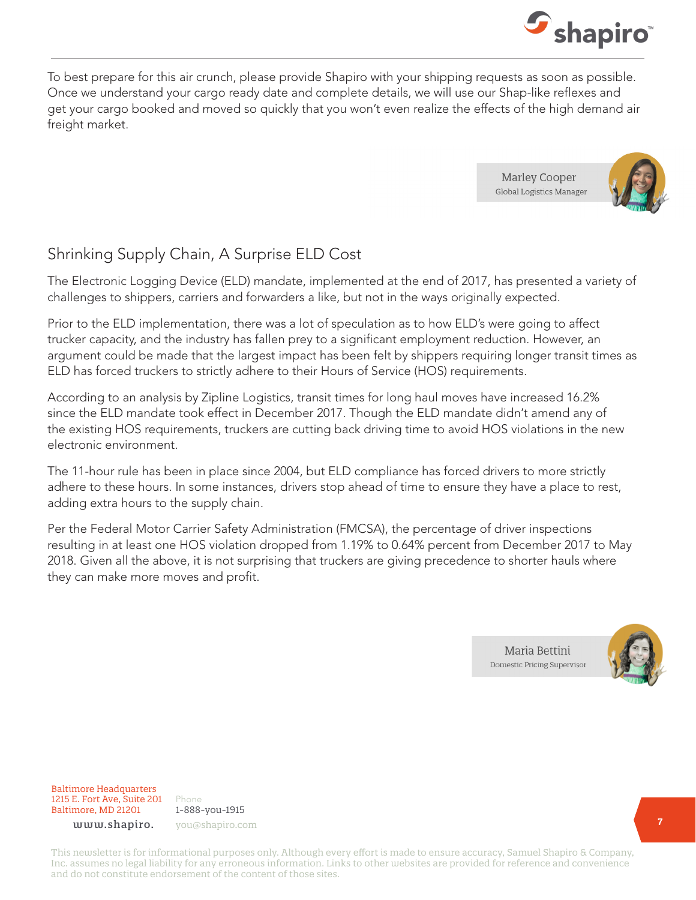To best prepare for this air crunch, please provide Shapiro with your shipping requests as soon as possible. Once we understand your cargo ready date and complete details, we will use our Shap-like reflexes and get your cargo booked and moved so quickly that you won't even realize the effects of the high demand air freight market.

Marley Cooper
Global Logistics Manager

## Shrinking Supply Chain, A Surprise ELD Cost

The Electronic Logging Device (ELD) mandate, implemented at the end of 2017, has presented a variety of challenges to shippers, carriers and forwarders a like, but not in the ways originally expected.

Prior to the ELD implementation, there was a lot of speculation as to how ELD's were going to affect trucker capacity, and the industry has fallen prey to a significant employment reduction. However, an argument could be made that the largest impact has been felt by shippers requiring longer transit times as ELD has forced truckers to strictly adhere to their Hours of Service (HOS) requirements.

According to an analysis by Zipline Logistics, transit times for long haul moves have increased 16.2% since the ELD mandate took effect in December 2017. Though the ELD mandate didn't amend any of the existing HOS requirements, truckers are cutting back driving time to avoid HOS violations in the new electronic environment.

The 11-hour rule has been in place since 2004, but ELD compliance has forced drivers to more strictly adhere to these hours. In some instances, drivers stop ahead of time to ensure they have a place to rest, adding extra hours to the supply chain.

Per the Federal Motor Carrier Safety Administration (FMCSA), the percentage of driver inspections resulting in at least one HOS violation dropped from 1.19% to 0.64% percent from December 2017 to May 2018. Given all the above, it is not surprising that truckers are giving precedence to shorter hauls where they can make more moves and profit.

Maria Bettini
Domestic Pricing Supervisor

Baltimore Headquarters
1215 E. Fort Ave, Suite 201
Baltimore, MD 21201

Phone
1-888-you-1915

www.shapiro.
you@shapiro.com

This newsletter is for informational purposes only. Although every effort is made to ensure accuracy, Samuel Shapiro & Company, Inc. assumes no legal liability for any erroneous information. Links to other websites are provided for reference and convenience and do not constitute endorsement of the content of those sites.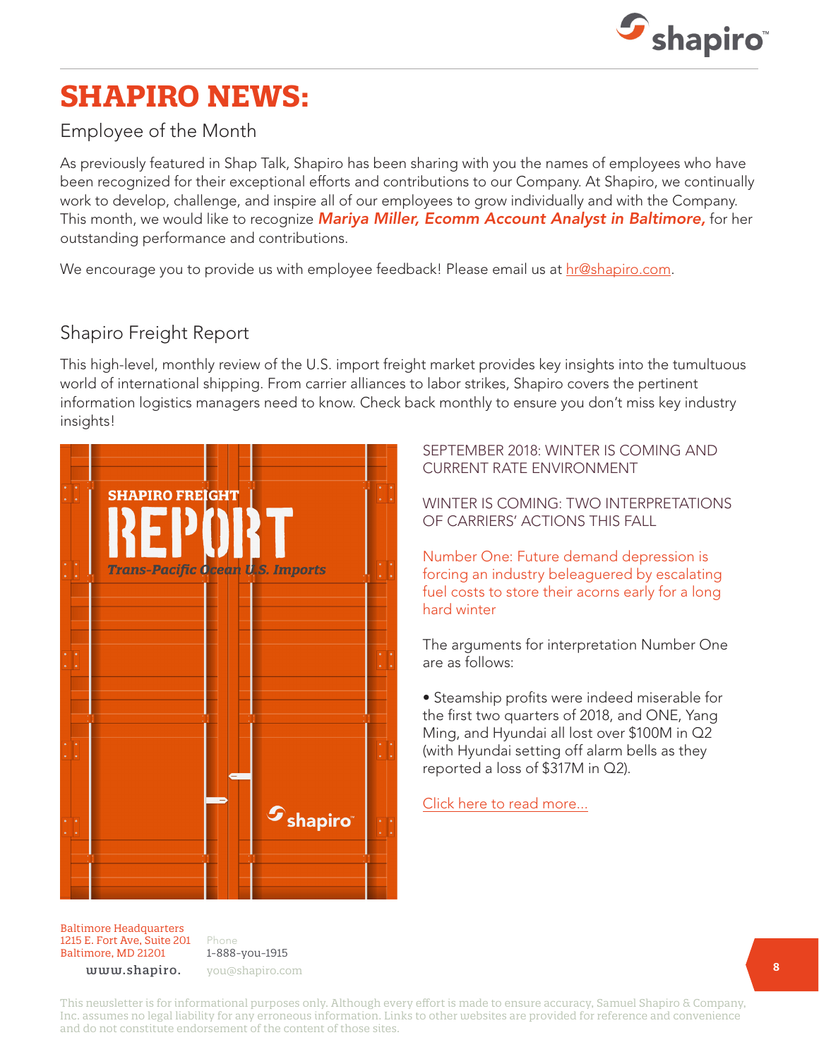# SHAPIRO NEWS:

## Employee of the Month

As previously featured in Shap Talk, Shapiro has been sharing with you the names of employees who have been recognized for their exceptional efforts and contributions to our Company. At Shapiro, we continually work to develop, challenge, and inspire all of our employees to grow individually and with the Company. This month, we would like to recognize ***Mariya Miller, Ecomm Account Analyst in Baltimore,*** for her outstanding performance and contributions.

We encourage you to provide us with employee feedback! Please email us at hr@shapiro.com.

## Shapiro Freight Report

This high-level, monthly review of the U.S. import freight market provides key insights into the tumultuous world of international shipping. From carrier alliances to labor strikes, Shapiro covers the pertinent information logistics managers need to know. Check back monthly to ensure you don't miss key industry insights!

SHAPIRO FREIGHT REPORT

*Trans-Pacific Ocean U.S. Imports*

shapiro

SEPTEMBER 2018: WINTER IS COMING AND CURRENT RATE ENVIRONMENT

WINTER IS COMING: TWO INTERPRETATIONS OF CARRIERS' ACTIONS THIS FALL

Number One: Future demand depression is forcing an industry beleaguered by escalating fuel costs to store their acorns early for a long hard winter

The arguments for interpretation Number One are as follows:

- Steamship profits were indeed miserable for the first two quarters of 2018, and ONE, Yang Ming, and Hyundai all lost over $100M in Q2 (with Hyundai setting off alarm bells as they reported a loss of $317M in Q2).

Click here to read more...

Baltimore Headquarters
1215 E. Fort Ave, Suite 201
Baltimore, MD 21201

Phone
1-888-you-1915

www.shapiro.

you@shapiro.com

This newsletter is for informational purposes only. Although every effort is made to ensure accuracy, Samuel Shapiro & Company, Inc. assumes no legal liability for any erroneous information. Links to other websites are provided for reference and convenience and do not constitute endorsement of the content of those sites.